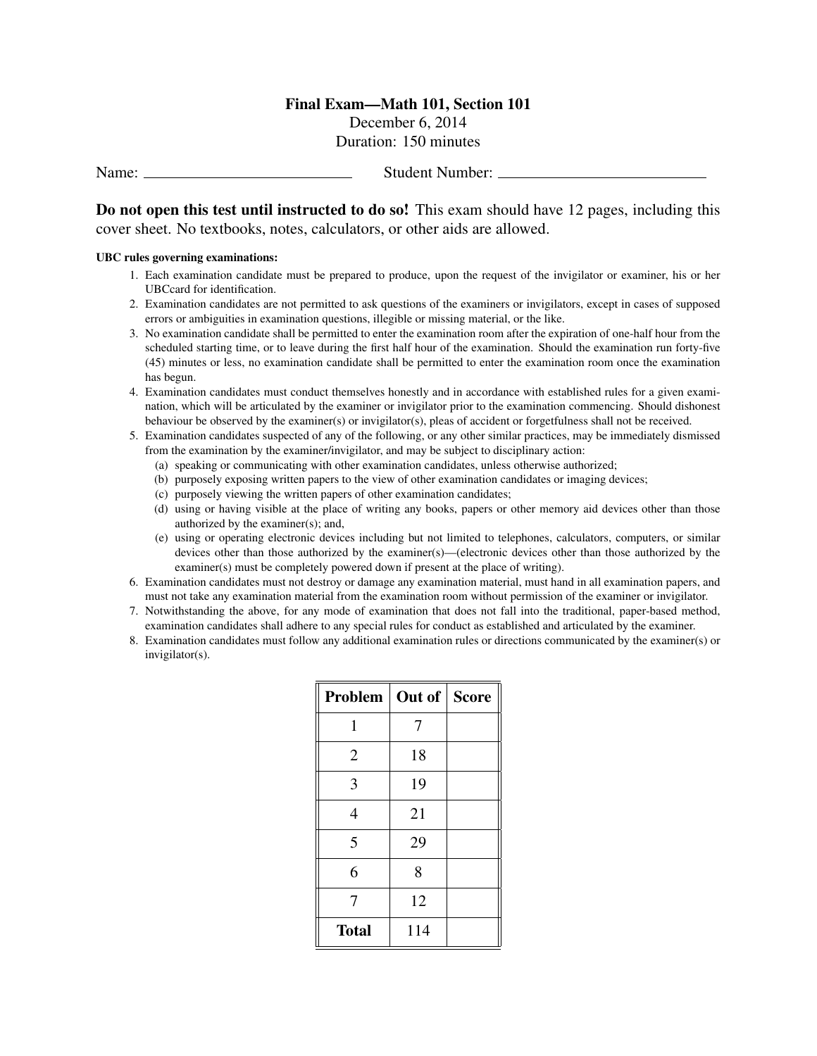**Final Exam—Math 101, Section 101**

December 6, 2014

Duration: 150 minutes

Name: ____________________________ Student Number: ____________________________

**Do not open this test until instructed to do so!** This exam should have 12 pages, including this cover sheet. No textbooks, notes, calculators, or other aids are allowed.

**UBC rules governing examinations:**

1. Each examination candidate must be prepared to produce, upon the request of the invigilator or examiner, his or her UBCcard for identification.
2. Examination candidates are not permitted to ask questions of the examiners or invigilators, except in cases of supposed errors or ambiguities in examination questions, illegible or missing material, or the like.
3. No examination candidate shall be permitted to enter the examination room after the expiration of one-half hour from the scheduled starting time, or to leave during the first half hour of the examination. Should the examination run forty-five (45) minutes or less, no examination candidate shall be permitted to enter the examination room once the examination has begun.
4. Examination candidates must conduct themselves honestly and in accordance with established rules for a given examination, which will be articulated by the examiner or invigilator prior to the examination commencing. Should dishonest behaviour be observed by the examiner(s) or invigilator(s), pleas of accident or forgetfulness shall not be received.
5. Examination candidates suspected of any of the following, or any other similar practices, may be immediately dismissed from the examination by the examiner/invigilator, and may be subject to disciplinary action:
   (a) speaking or communicating with other examination candidates, unless otherwise authorized;
   (b) purposely exposing written papers to the view of other examination candidates or imaging devices;
   (c) purposely viewing the written papers of other examination candidates;
   (d) using or having visible at the place of writing any books, papers or other memory aid devices other than those authorized by the examiner(s); and,
   (e) using or operating electronic devices including but not limited to telephones, calculators, computers, or similar devices other than those authorized by the examiner(s)—(electronic devices other than those authorized by the examiner(s) must be completely powered down if present at the place of writing).
6. Examination candidates must not destroy or damage any examination material, must hand in all examination papers, and must not take any examination material from the examination room without permission of the examiner or invigilator.
7. Notwithstanding the above, for any mode of examination that does not fall into the traditional, paper-based method, examination candidates shall adhere to any special rules for conduct as established and articulated by the examiner.
8. Examination candidates must follow any additional examination rules or directions communicated by the examiner(s) or invigilator(s).

| Problem | Out of | Score |
|---|---|---|
| 1 | 7 | |
| 2 | 18 | |
| 3 | 19 | |
| 4 | 21 | |
| 5 | 29 | |
| 6 | 8 | |
| 7 | 12 | |
| **Total** | 114 | |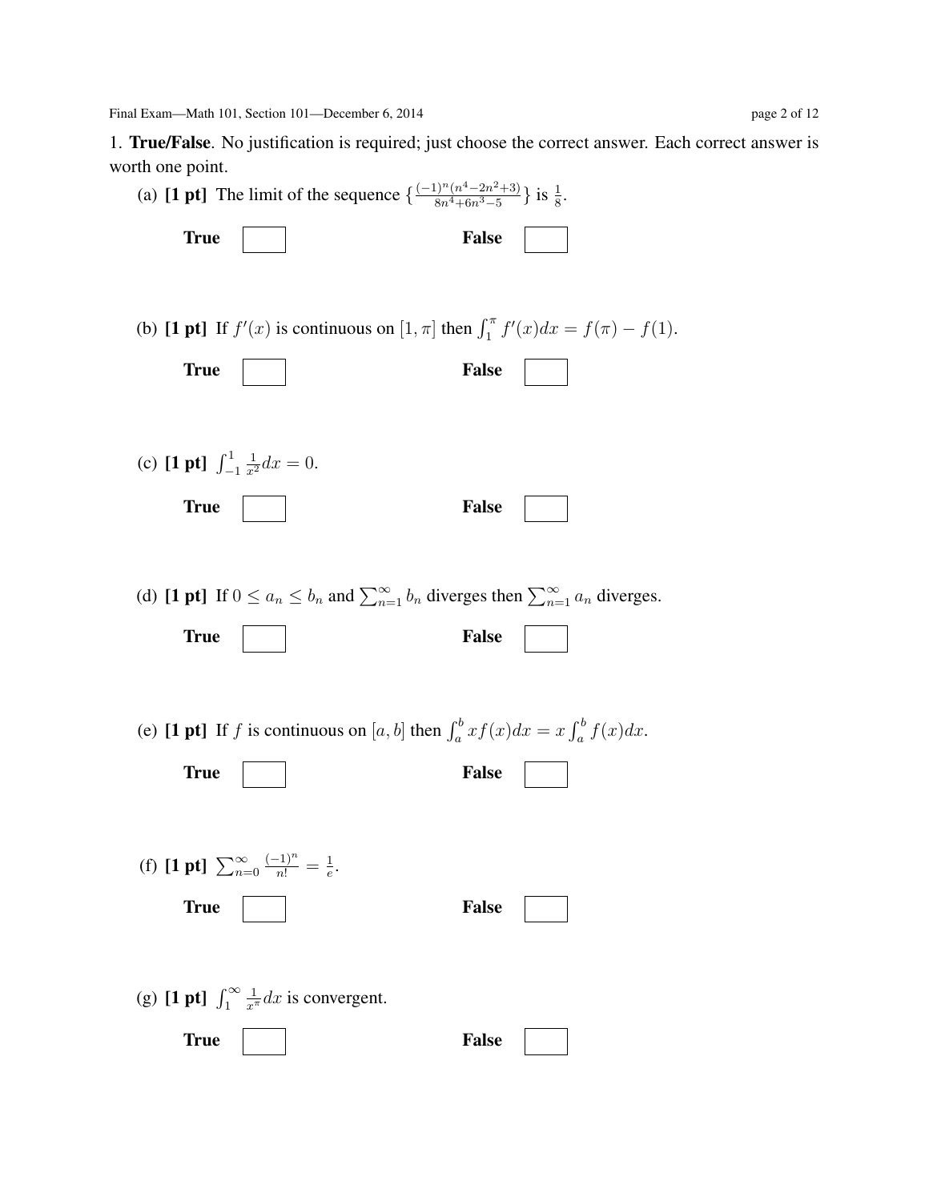1. **True/False**. No justification is required; just choose the correct answer. Each correct answer is worth one point.

(a) **[1 pt]** The limit of the sequence $\{\frac{(-1)^n(n^4-2n^2+3)}{8n^4+6n^3-5}\}$ is $\frac{1}{8}$.

**True** ☐ **False** ☐

(b) **[1 pt]** If $f'(x)$ is continuous on $[1, \pi]$ then $\int_1^\pi f'(x)dx = f(\pi) - f(1)$.

**True** ☐ **False** ☐

(c) **[1 pt]** $\int_{-1}^{1} \frac{1}{x^2} dx = 0$.

**True** ☐ **False** ☐

(d) **[1 pt]** If $0 \le a_n \le b_n$ and $\sum_{n=1}^{\infty} b_n$ diverges then $\sum_{n=1}^{\infty} a_n$ diverges.

**True** ☐ **False** ☐

(e) **[1 pt]** If $f$ is continuous on $[a, b]$ then $\int_a^b xf(x)dx = x\int_a^b f(x)dx$.

**True** ☐ **False** ☐

(f) **[1 pt]** $\sum_{n=0}^{\infty} \frac{(-1)^n}{n!} = \frac{1}{e}$.

**True** ☐ **False** ☐

(g) **[1 pt]** $\int_1^\infty \frac{1}{x^\pi} dx$ is convergent.

**True** ☐ **False** ☐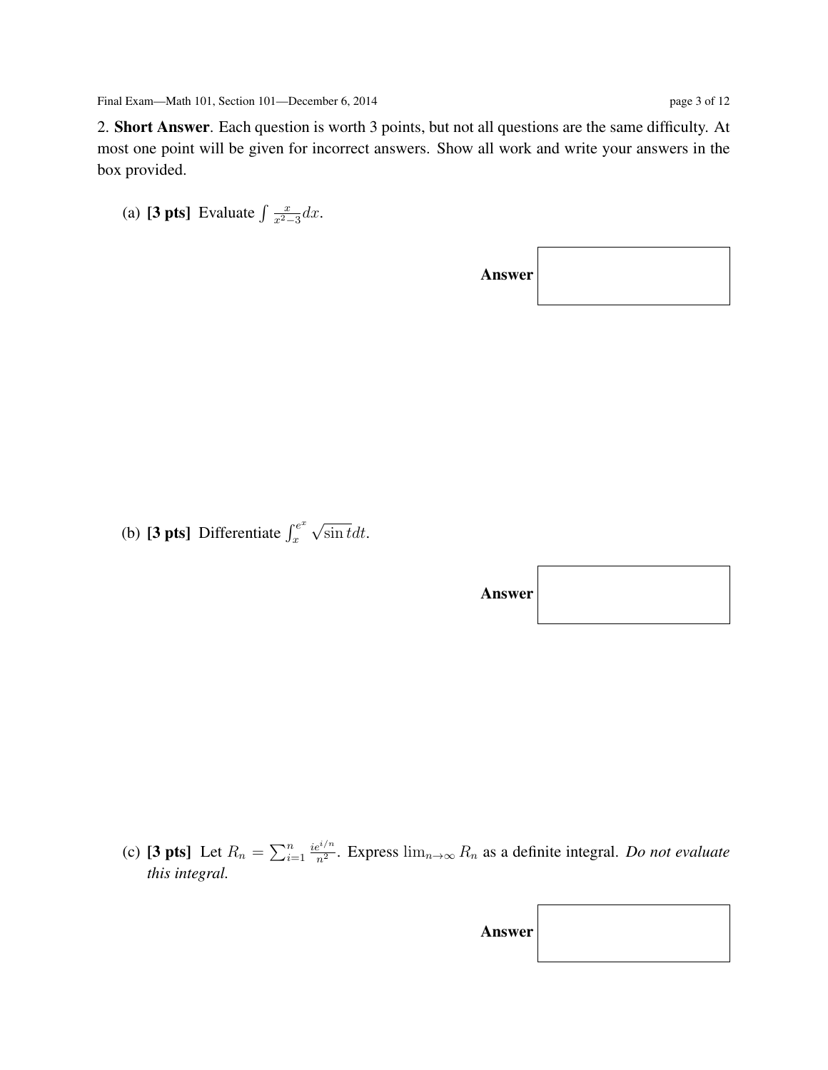2. **Short Answer**. Each question is worth 3 points, but not all questions are the same difficulty. At most one point will be given for incorrect answers. Show all work and write your answers in the box provided.

(a) **[3 pts]** Evaluate $\int \frac{x}{x^2-3} dx$.

**Answer**

(b) **[3 pts]** Differentiate $\int_x^{e^x} \sqrt{\sin t} dt$.

**Answer**

(c) **[3 pts]** Let $R_n = \sum_{i=1}^{n} \frac{ie^{i/n}}{n^2}$. Express $\lim_{n\to\infty} R_n$ as a definite integral. *Do not evaluate this integral.*

**Answer**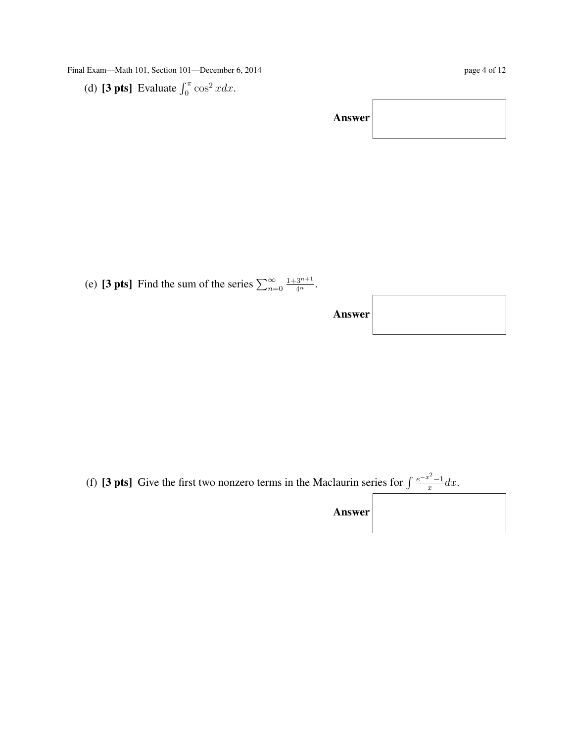(d) **[3 pts]** Evaluate $\int_0^\pi \cos^2 x dx$.

**Answer**

(e) **[3 pts]** Find the sum of the series $\sum_{n=0}^{\infty} \frac{1+3^{n+1}}{4^n}$.

**Answer**

(f) **[3 pts]** Give the first two nonzero terms in the Maclaurin series for $\int \frac{e^{-x^2}-1}{x} dx$.

**Answer**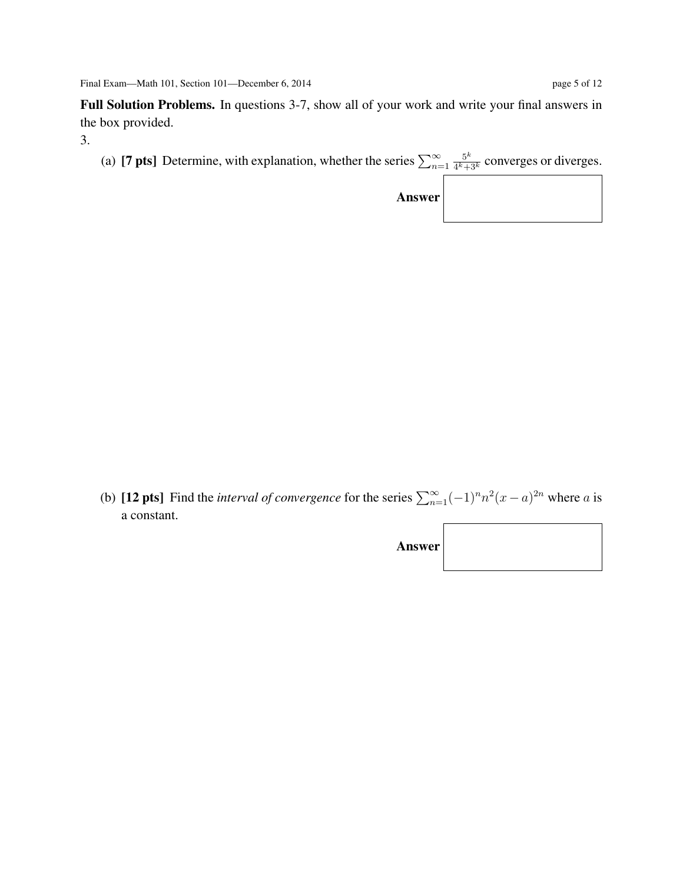**Full Solution Problems.** In questions 3-7, show all of your work and write your final answers in the box provided.

3.

(a) **[7 pts]** Determine, with explanation, whether the series $\sum_{n=1}^{\infty} \frac{5^k}{4^k+3^k}$ converges or diverges.

**Answer**

(b) **[12 pts]** Find the *interval of convergence* for the series $\sum_{n=1}^{\infty}(-1)^n n^2 (x-a)^{2n}$ where $a$ is a constant.

**Answer**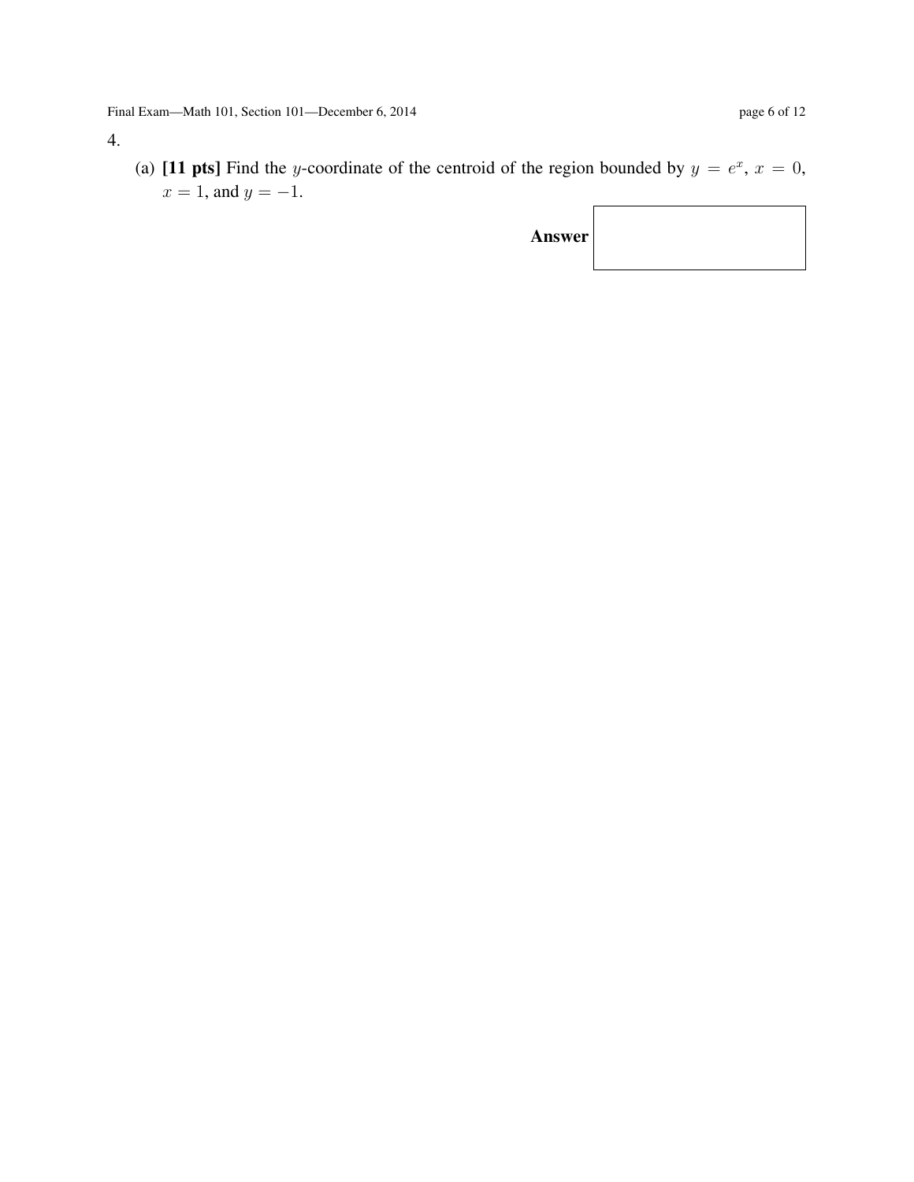4.

(a) **[11 pts]** Find the $y$-coordinate of the centroid of the region bounded by $y = e^x$, $x = 0$, $x = 1$, and $y = -1$.

**Answer**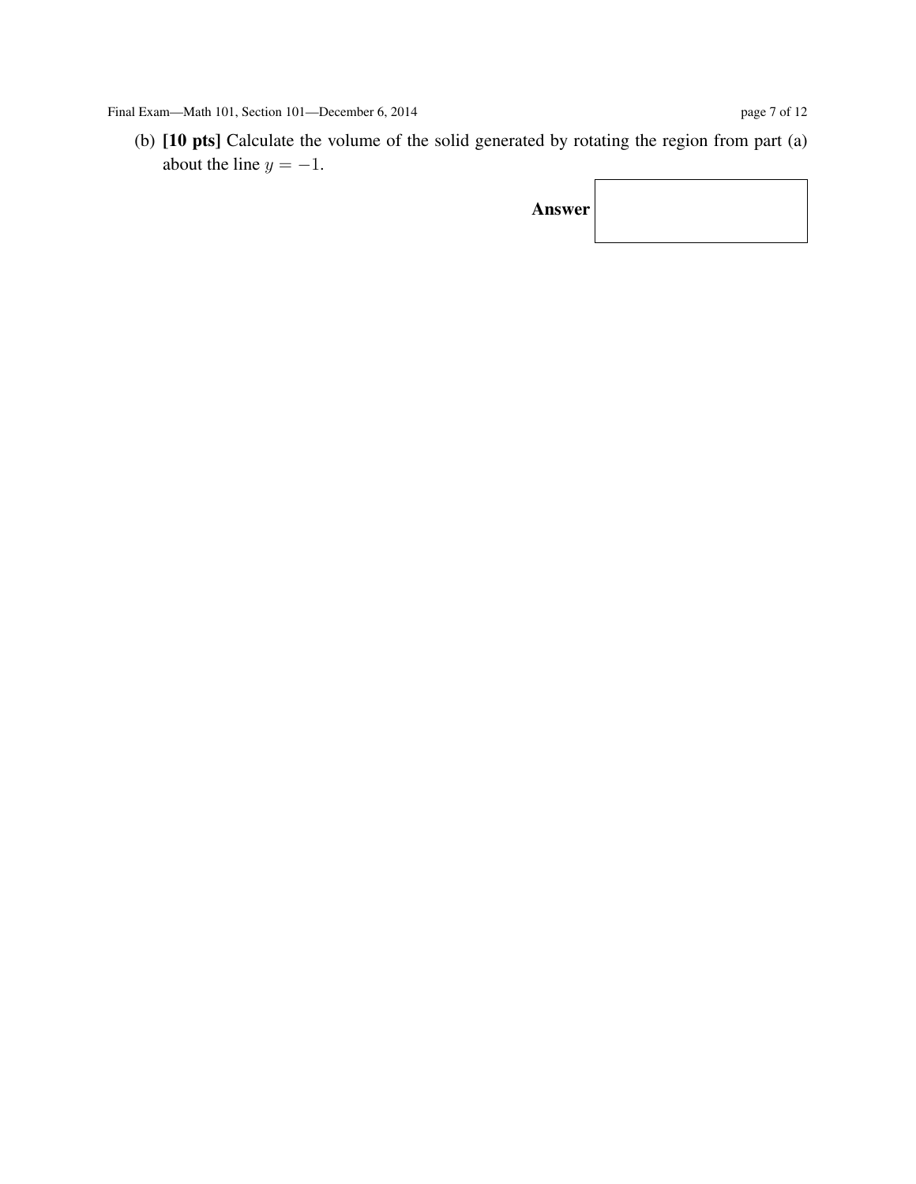(b) **[10 pts]** Calculate the volume of the solid generated by rotating the region from part (a) about the line $y = -1$.

**Answer**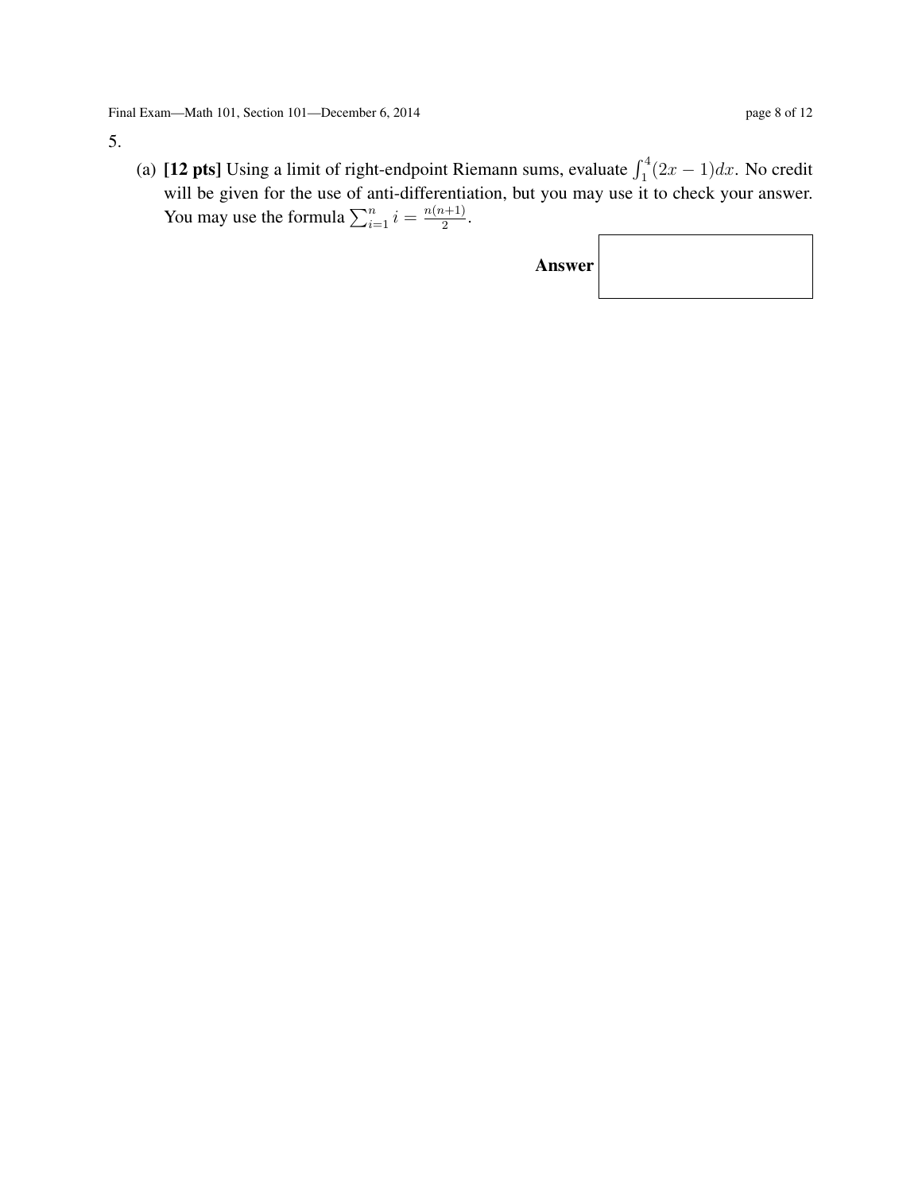5.

(a) **[12 pts]** Using a limit of right-endpoint Riemann sums, evaluate $\int_1^4 (2x-1)dx$. No credit will be given for the use of anti-differentiation, but you may use it to check your answer. You may use the formula $\sum_{i=1}^{n} i = \frac{n(n+1)}{2}$.

**Answer**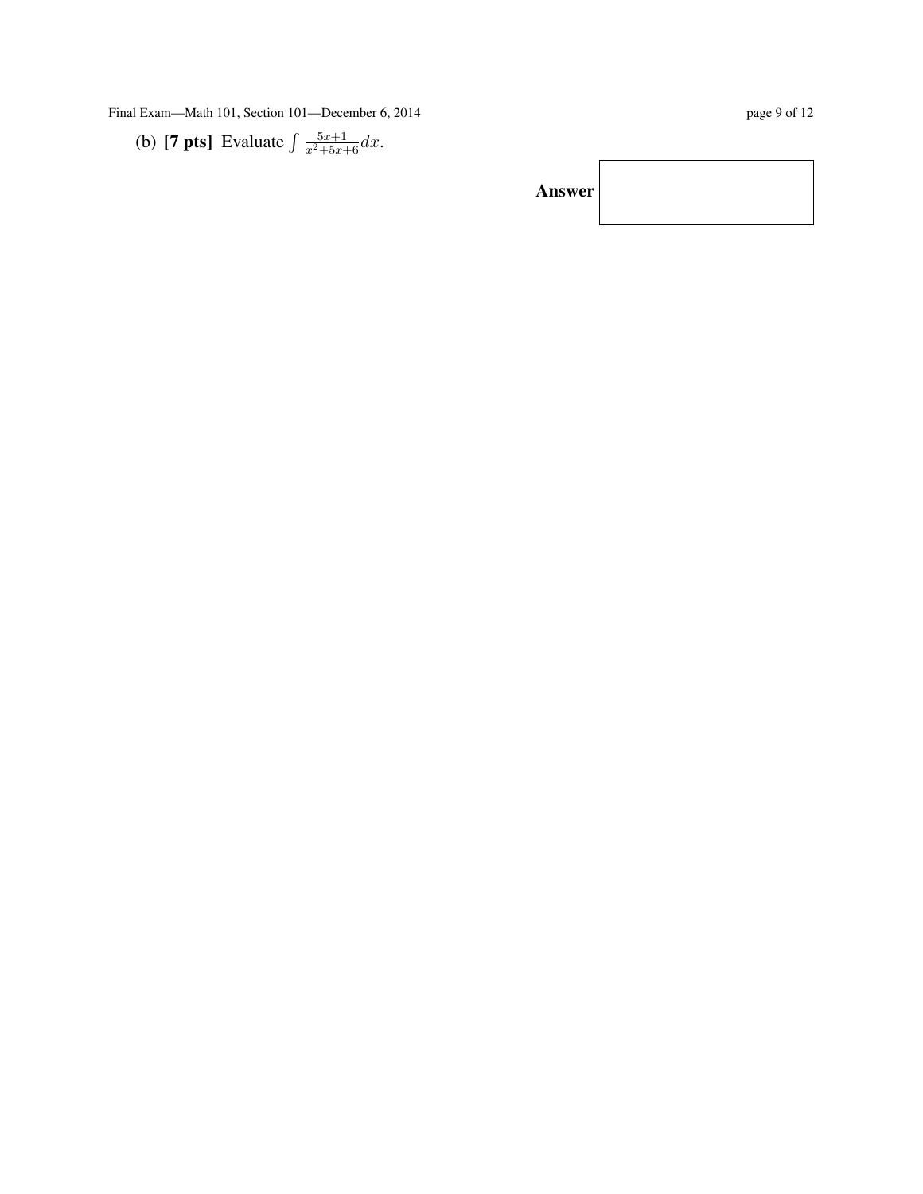(b) **[7 pts]** Evaluate $\int \frac{5x+1}{x^2+5x+6} dx$.

**Answer**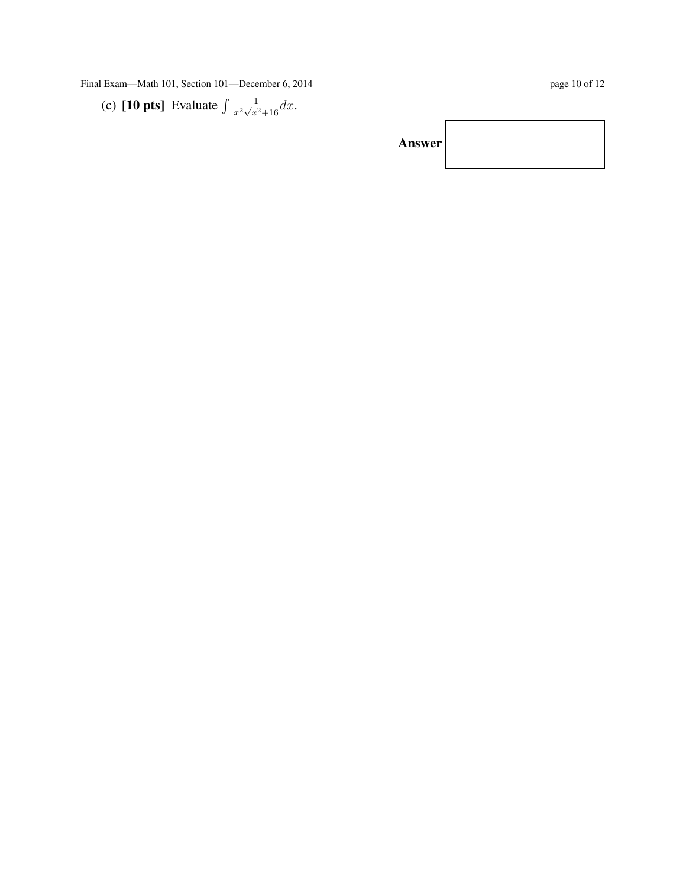(c) **[10 pts]** Evaluate $\int \frac{1}{x^2\sqrt{x^2+16}}dx$.

**Answer**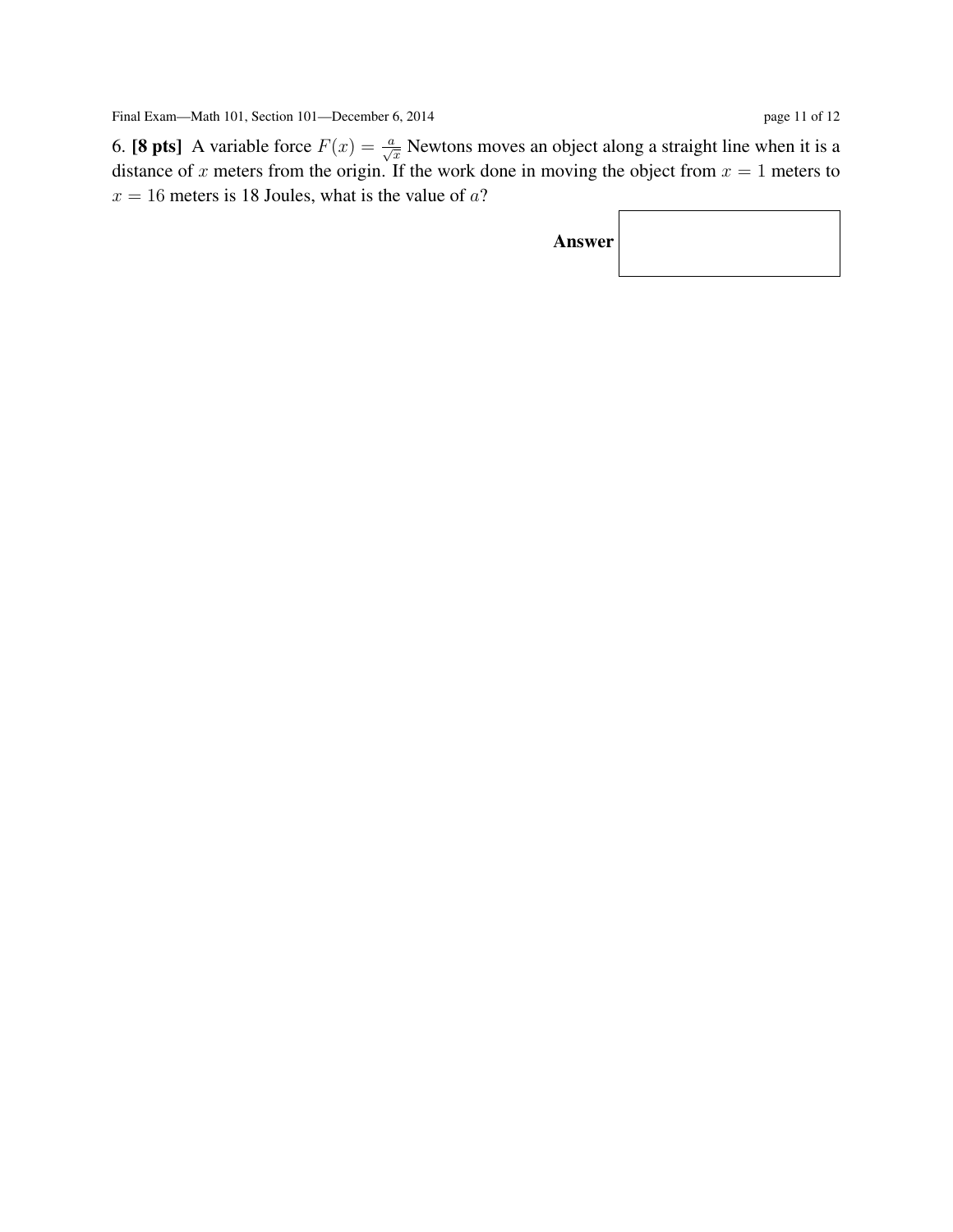6. **[8 pts]** A variable force $F(x) = \frac{a}{\sqrt{x}}$ Newtons moves an object along a straight line when it is a distance of $x$ meters from the origin. If the work done in moving the object from $x = 1$ meters to $x = 16$ meters is 18 Joules, what is the value of $a$?

**Answer**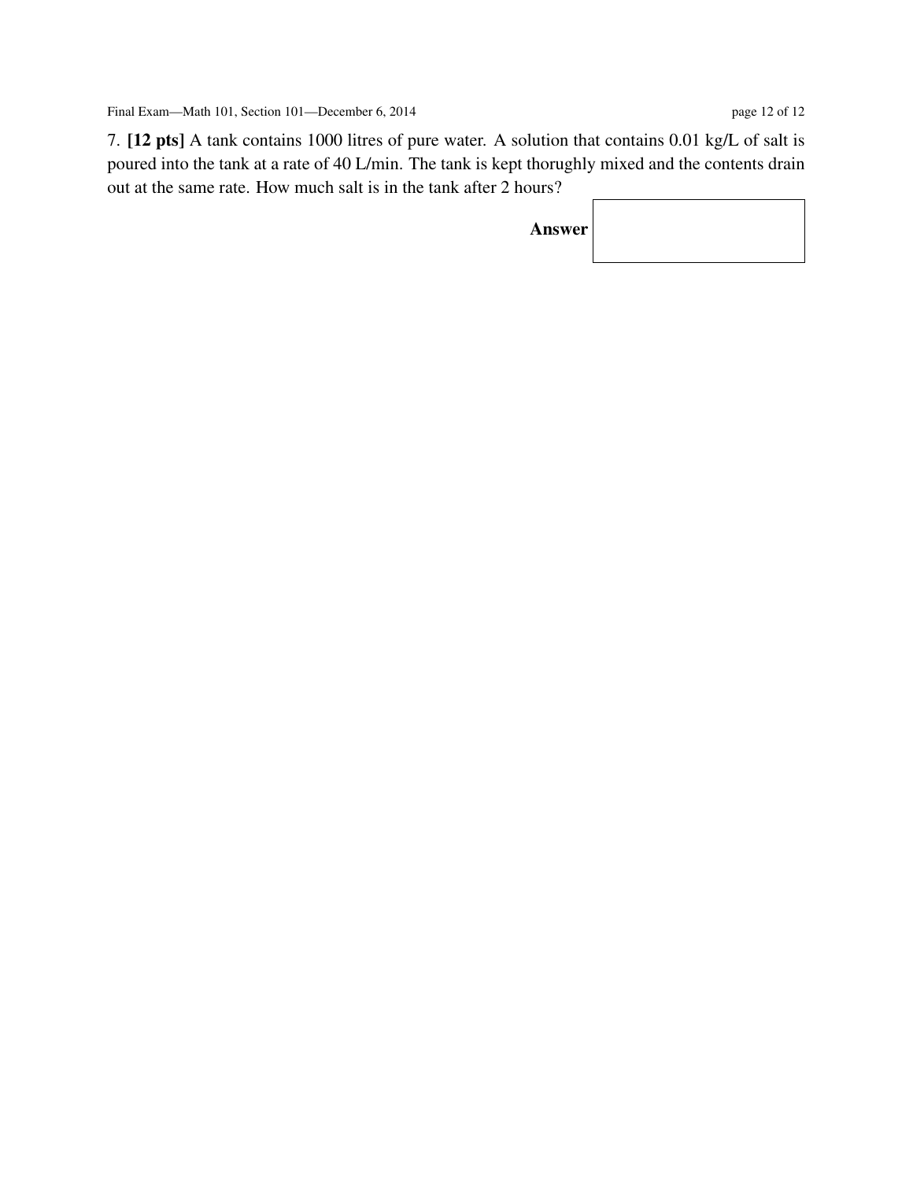7. **[12 pts]** A tank contains 1000 litres of pure water. A solution that contains 0.01 kg/L of salt is poured into the tank at a rate of 40 L/min. The tank is kept thorughly mixed and the contents drain out at the same rate. How much salt is in the tank after 2 hours?

**Answer**